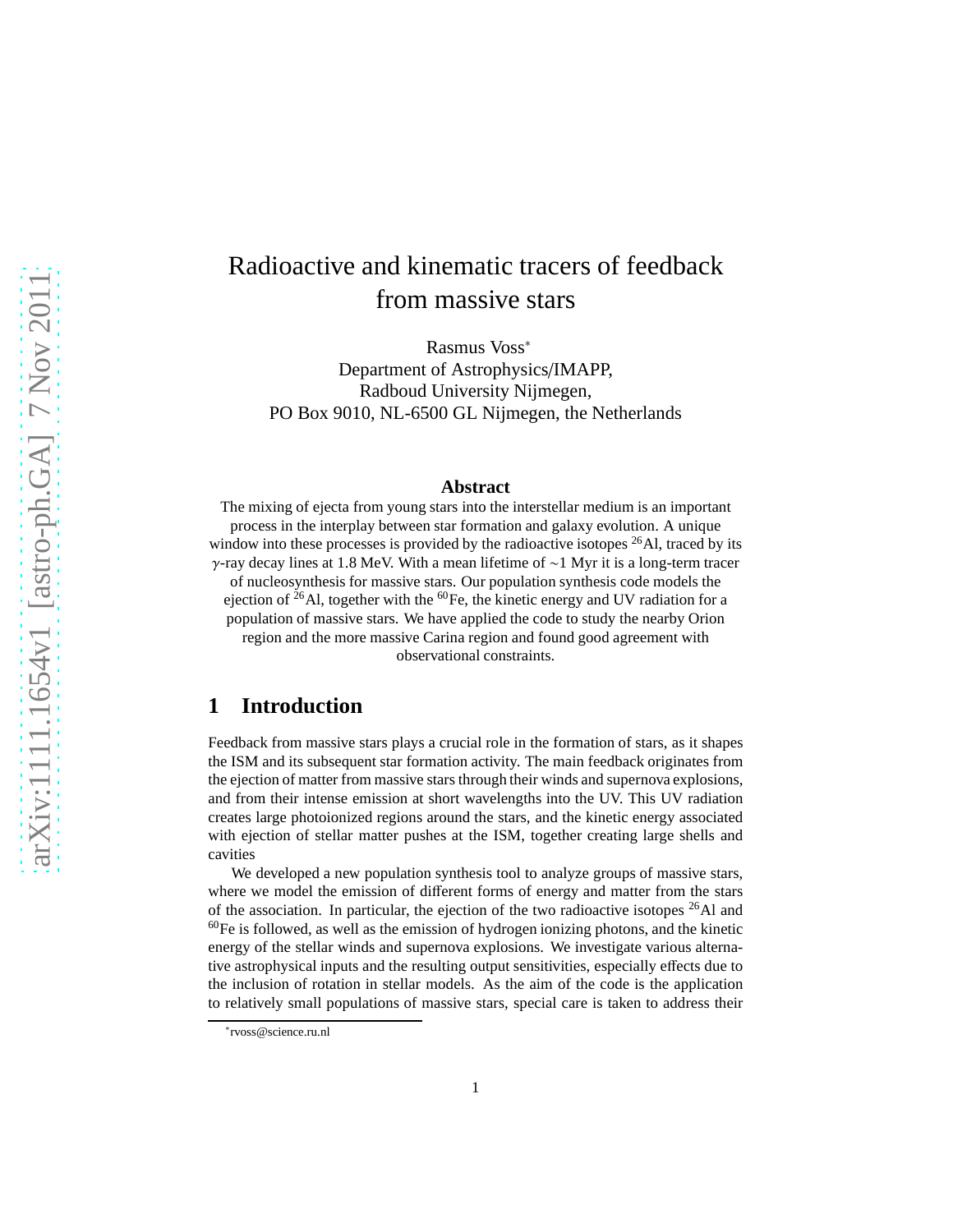# Radioactive and kinematic tracers of feedback from massive stars

Rasmus Voss*
Department of Astrophysics/IMAPP,
Radboud University Nijmegen,
PO Box 9010, NL-6500 GL Nijmegen, the Netherlands

### Abstract

The mixing of ejecta from young stars into the interstellar medium is an important process in the interplay between star formation and galaxy evolution. A unique window into these processes is provided by the radioactive isotopes $^{26}$Al, traced by its $\gamma$-ray decay lines at 1.8 MeV. With a mean lifetime of ~1 Myr it is a long-term tracer of nucleosynthesis for massive stars. Our population synthesis code models the ejection of $^{26}$Al, together with the $^{60}$Fe, the kinetic energy and UV radiation for a population of massive stars. We have applied the code to study the nearby Orion region and the more massive Carina region and found good agreement with observational constraints.

## 1 Introduction

Feedback from massive stars plays a crucial role in the formation of stars, as it shapes the ISM and its subsequent star formation activity. The main feedback originates from the ejection of matter from massive stars through their winds and supernova explosions, and from their intense emission at short wavelengths into the UV. This UV radiation creates large photoionized regions around the stars, and the kinetic energy associated with ejection of stellar matter pushes at the ISM, together creating large shells and cavities

We developed a new population synthesis tool to analyze groups of massive stars, where we model the emission of different forms of energy and matter from the stars of the association. In particular, the ejection of the two radioactive isotopes $^{26}$Al and $^{60}$Fe is followed, as well as the emission of hydrogen ionizing photons, and the kinetic energy of the stellar winds and supernova explosions. We investigate various alternative astrophysical inputs and the resulting output sensitivities, especially effects due to the inclusion of rotation in stellar models. As the aim of the code is the application to relatively small populations of massive stars, special care is taken to address their

*rvoss@science.ru.nl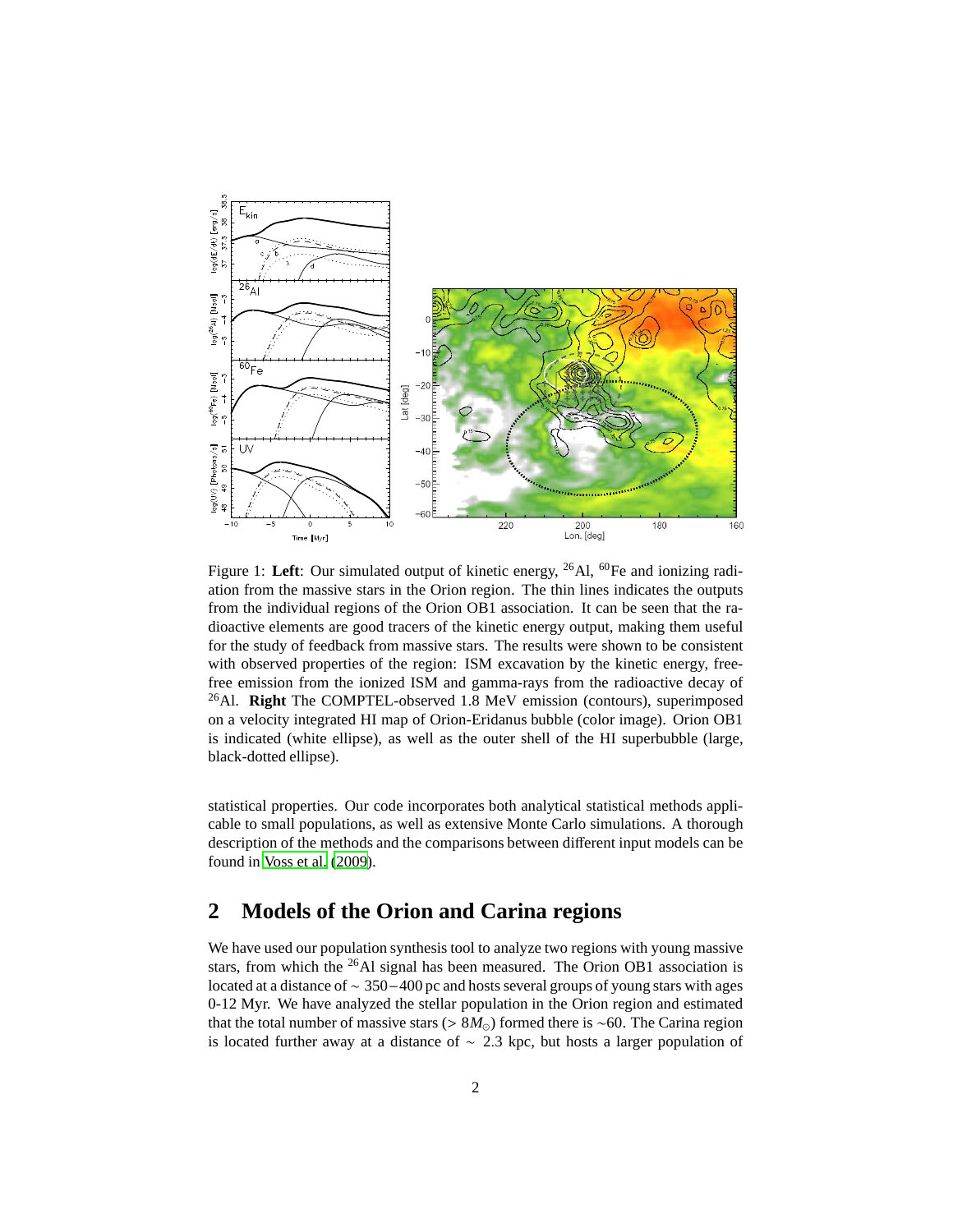Figure 1: **Left**: Our simulated output of kinetic energy, $^{26}$Al, $^{60}$Fe and ionizing radiation from the massive stars in the Orion region. The thin lines indicates the outputs from the individual regions of the Orion OB1 association. It can be seen that the radioactive elements are good tracers of the kinetic energy output, making them useful for the study of feedback from massive stars. The results were shown to be consistent with observed properties of the region: ISM excavation by the kinetic energy, free-free emission from the ionized ISM and gamma-rays from the radioactive decay of $^{26}$Al. **Right** The COMPTEL-observed 1.8 MeV emission (contours), superimposed on a velocity integrated HI map of Orion-Eridanus bubble (color image). Orion OB1 is indicated (white ellipse), as well as the outer shell of the HI superbubble (large, black-dotted ellipse).

statistical properties. Our code incorporates both analytical statistical methods applicable to small populations, as well as extensive Monte Carlo simulations. A thorough description of the methods and the comparisons between different input models can be found in Voss et al. (2009).

## 2 Models of the Orion and Carina regions

We have used our population synthesis tool to analyze two regions with young massive stars, from which the $^{26}$Al signal has been measured. The Orion OB1 association is located at a distance of $\sim 350-400$ pc and hosts several groups of young stars with ages 0-12 Myr. We have analyzed the stellar population in the Orion region and estimated that the total number of massive stars ($> 8M_{\odot}$) formed there is ~60. The Carina region is located further away at a distance of $\sim$ 2.3 kpc, but hosts a larger population of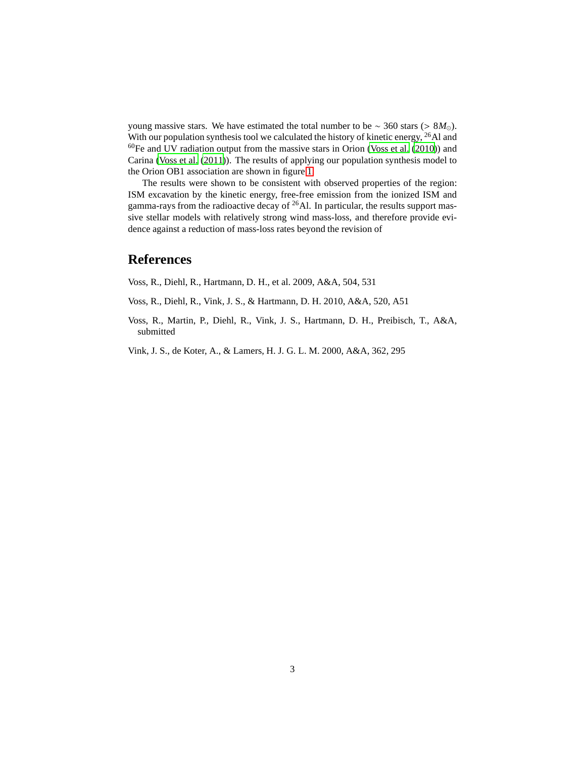young massive stars. We have estimated the total number to be $\sim 360$ stars ($> 8M_{\odot}$). With our population synthesis tool we calculated the history of kinetic energy, $^{26}$Al and $^{60}$Fe and UV radiation output from the massive stars in Orion (Voss et al. (2010)) and Carina (Voss et al. (2011)). The results of applying our population synthesis model to the Orion OB1 association are shown in figure 1.

The results were shown to be consistent with observed properties of the region: ISM excavation by the kinetic energy, free-free emission from the ionized ISM and gamma-rays from the radioactive decay of $^{26}$Al. In particular, the results support massive stellar models with relatively strong wind mass-loss, and therefore provide evidence against a reduction of mass-loss rates beyond the revision of

## References

Voss, R., Diehl, R., Hartmann, D. H., et al. 2009, A&A, 504, 531

Voss, R., Diehl, R., Vink, J. S., & Hartmann, D. H. 2010, A&A, 520, A51

Voss, R., Martin, P., Diehl, R., Vink, J. S., Hartmann, D. H., Preibisch, T., A&A, submitted

Vink, J. S., de Koter, A., & Lamers, H. J. G. L. M. 2000, A&A, 362, 295